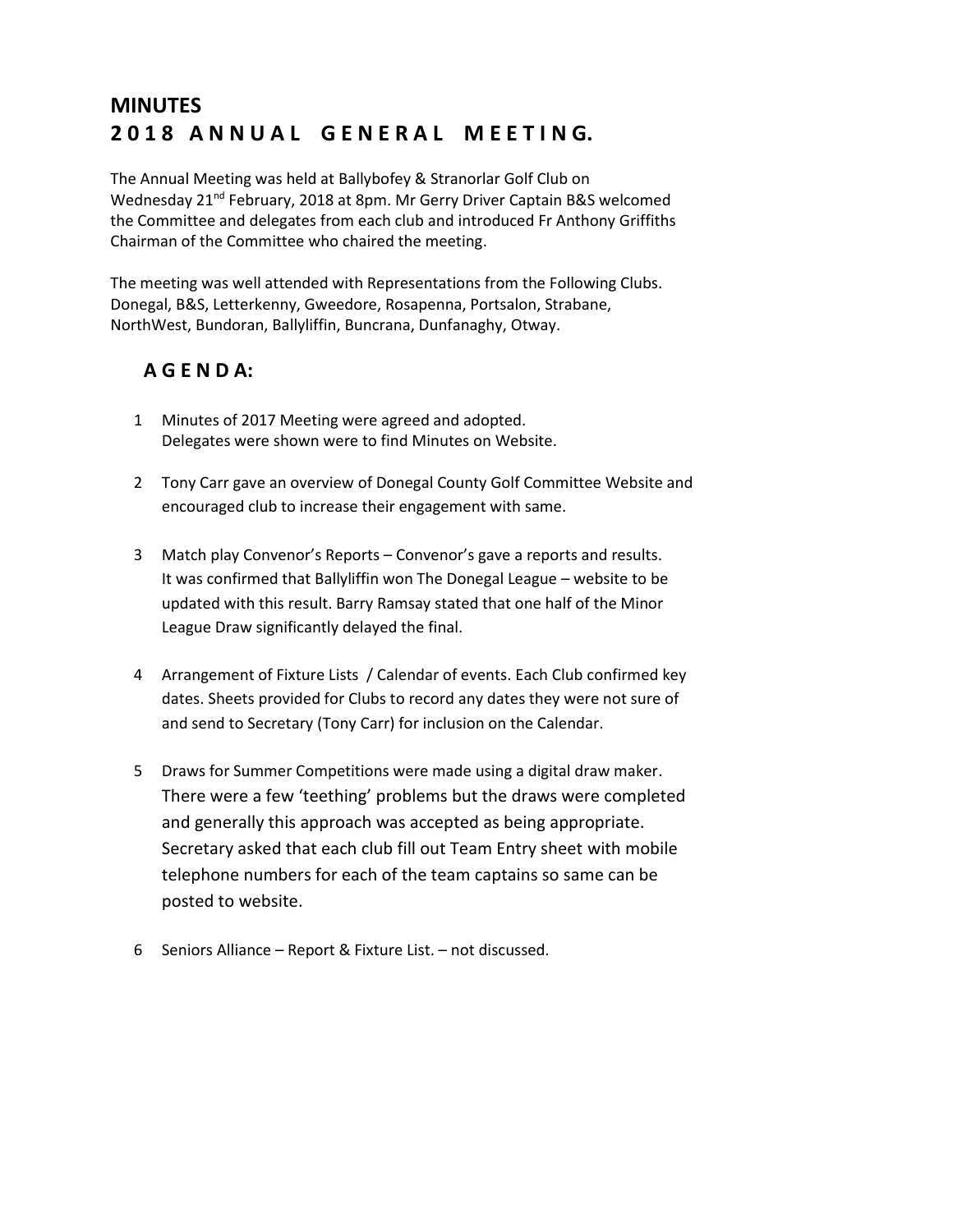# MINUTES
# 2018 ANNUAL GENERAL MEETING.

The Annual Meeting was held at Ballybofey & Stranorlar Golf Club on Wednesday 21st February, 2018 at 8pm. Mr Gerry Driver Captain B&S welcomed the Committee and delegates from each club and introduced Fr Anthony Griffiths Chairman of the Committee who chaired the meeting.

The meeting was well attended with Representations from the Following Clubs. Donegal, B&S, Letterkenny, Gweedore, Rosapenna, Portsalon, Strabane, NorthWest, Bundoran, Ballyliffin, Buncrana, Dunfanaghy, Otway.

## AGENDA:

1. Minutes of 2017 Meeting were agreed and adopted.
   Delegates were shown were to find Minutes on Website.

2. Tony Carr gave an overview of Donegal County Golf Committee Website and encouraged club to increase their engagement with same.

3. Match play Convenor's Reports – Convenor's gave a reports and results. It was confirmed that Ballyliffin won The Donegal League – website to be updated with this result. Barry Ramsay stated that one half of the Minor League Draw significantly delayed the final.

4. Arrangement of Fixture Lists / Calendar of events. Each Club confirmed key dates. Sheets provided for Clubs to record any dates they were not sure of and send to Secretary (Tony Carr) for inclusion on the Calendar.

5. Draws for Summer Competitions were made using a digital draw maker. There were a few 'teething' problems but the draws were completed and generally this approach was accepted as being appropriate. Secretary asked that each club fill out Team Entry sheet with mobile telephone numbers for each of the team captains so same can be posted to website.

6. Seniors Alliance – Report & Fixture List. – not discussed.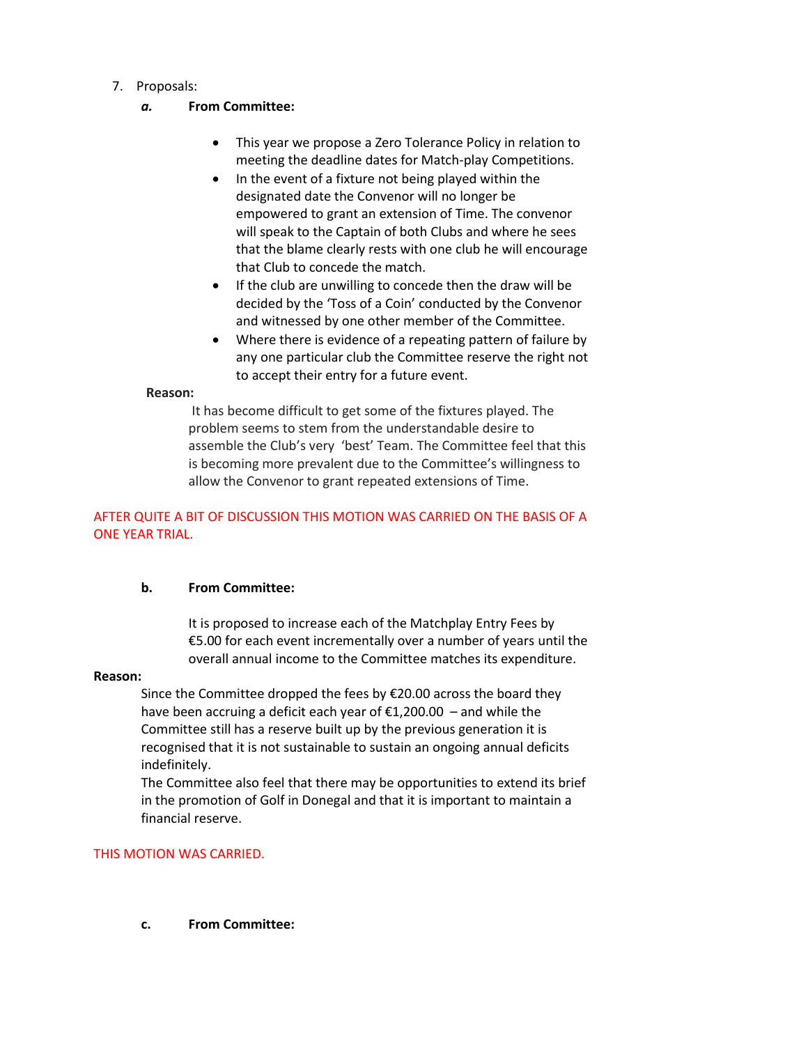7. Proposals:

   ***a.*** **From Committee:**

   - This year we propose a Zero Tolerance Policy in relation to meeting the deadline dates for Match-play Competitions.
   - In the event of a fixture not being played within the designated date the Convenor will no longer be empowered to grant an extension of Time. The convenor will speak to the Captain of both Clubs and where he sees that the blame clearly rests with one club he will encourage that Club to concede the match.
   - If the club are unwilling to concede then the draw will be decided by the 'Toss of a Coin' conducted by the Convenor and witnessed by one other member of the Committee.
   - Where there is evidence of a repeating pattern of failure by any one particular club the Committee reserve the right not to accept their entry for a future event.

   **Reason:**

   It has become difficult to get some of the fixtures played. The problem seems to stem from the understandable desire to assemble the Club's very 'best' Team. The Committee feel that this is becoming more prevalent due to the Committee's willingness to allow the Convenor to grant repeated extensions of Time.

AFTER QUITE A BIT OF DISCUSSION THIS MOTION WAS CARRIED ON THE BASIS OF A ONE YEAR TRIAL.

   **b.** **From Committee:**

   It is proposed to increase each of the Matchplay Entry Fees by €5.00 for each event incrementally over a number of years until the overall annual income to the Committee matches its expenditure.

**Reason:**

Since the Committee dropped the fees by €20.00 across the board they have been accruing a deficit each year of €1,200.00 – and while the Committee still has a reserve built up by the previous generation it is recognised that it is not sustainable to sustain an ongoing annual deficits indefinitely.

The Committee also feel that there may be opportunities to extend its brief in the promotion of Golf in Donegal and that it is important to maintain a financial reserve.

THIS MOTION WAS CARRIED.

   **c.** **From Committee:**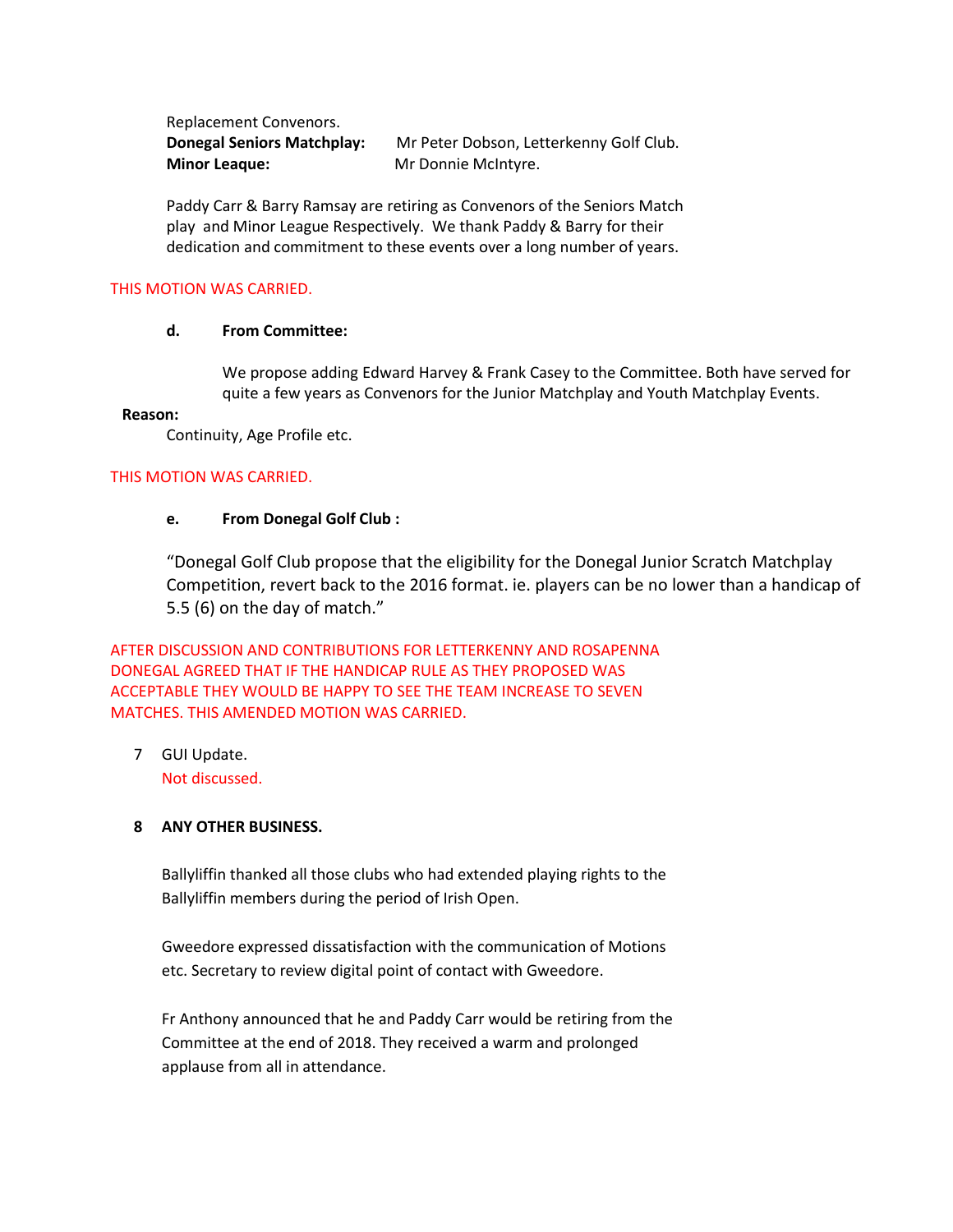Replacement Convenors.

**Donegal Seniors Matchplay:** Mr Peter Dobson, Letterkenny Golf Club.

**Minor Leaque:** Mr Donnie McIntyre.

Paddy Carr & Barry Ramsay are retiring as Convenors of the Seniors Match play and Minor League Respectively. We thank Paddy & Barry for their dedication and commitment to these events over a long number of years.

THIS MOTION WAS CARRIED.

**d. From Committee:**

We propose adding Edward Harvey & Frank Casey to the Committee. Both have served for quite a few years as Convenors for the Junior Matchplay and Youth Matchplay Events.

**Reason:**

Continuity, Age Profile etc.

THIS MOTION WAS CARRIED.

**e. From Donegal Golf Club :**

"Donegal Golf Club propose that the eligibility for the Donegal Junior Scratch Matchplay Competition, revert back to the 2016 format. ie. players can be no lower than a handicap of 5.5 (6) on the day of match."

AFTER DISCUSSION AND CONTRIBUTIONS FOR LETTERKENNY AND ROSAPENNA DONEGAL AGREED THAT IF THE HANDICAP RULE AS THEY PROPOSED WAS ACCEPTABLE THEY WOULD BE HAPPY TO SEE THE TEAM INCREASE TO SEVEN MATCHES. THIS AMENDED MOTION WAS CARRIED.

7 GUI Update.

Not discussed.

**8 ANY OTHER BUSINESS.**

Ballyliffin thanked all those clubs who had extended playing rights to the Ballyliffin members during the period of Irish Open.

Gweedore expressed dissatisfaction with the communication of Motions etc. Secretary to review digital point of contact with Gweedore.

Fr Anthony announced that he and Paddy Carr would be retiring from the Committee at the end of 2018. They received a warm and prolonged applause from all in attendance.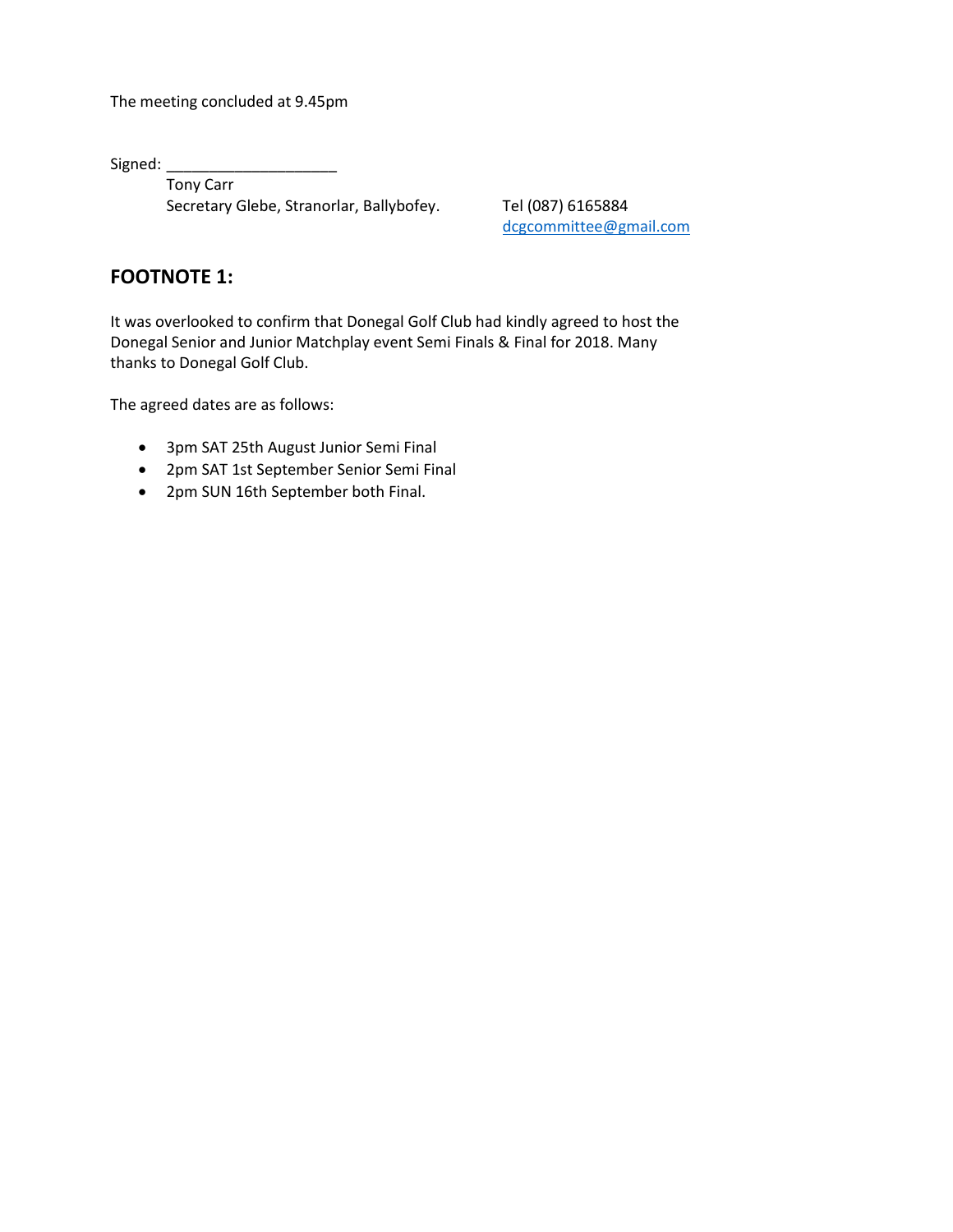The meeting concluded at 9.45pm

Signed: ____________________

Tony Carr
Secretary Glebe, Stranorlar, Ballybofey.

Tel (087) 6165884
dcgcommittee@gmail.com

## FOOTNOTE 1:

It was overlooked to confirm that Donegal Golf Club had kindly agreed to host the Donegal Senior and Junior Matchplay event Semi Finals & Final for 2018. Many thanks to Donegal Golf Club.

The agreed dates are as follows:

- 3pm SAT 25th August Junior Semi Final
- 2pm SAT 1st September Senior Semi Final
- 2pm SUN 16th September both Final.